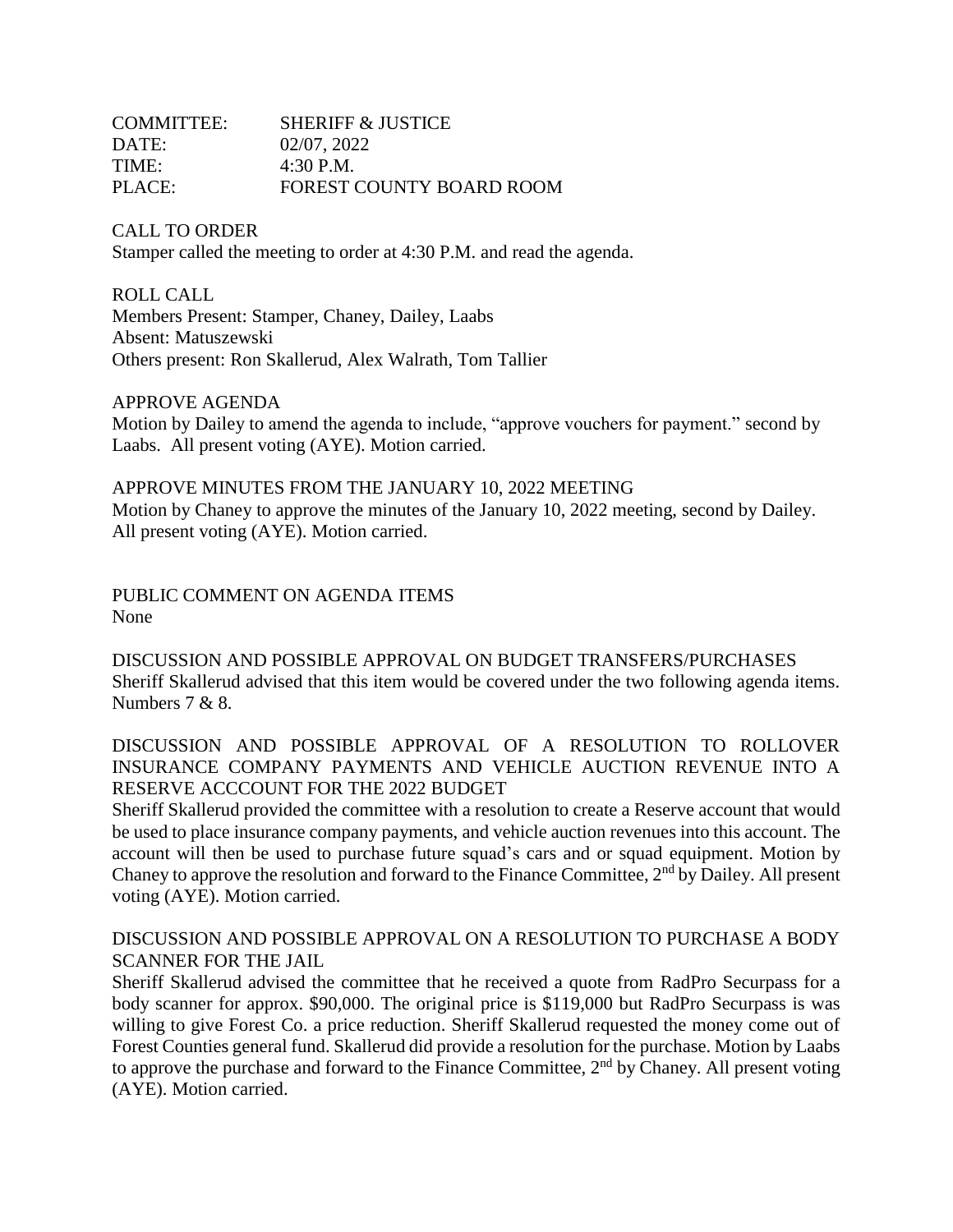COMMITTEE: SHERIFF & JUSTICE
DATE: 02/07, 2022
TIME: 4:30 P.M.
PLACE: FOREST COUNTY BOARD ROOM

CALL TO ORDER
Stamper called the meeting to order at 4:30 P.M. and read the agenda.

ROLL CALL
Members Present: Stamper, Chaney, Dailey, Laabs
Absent: Matuszewski
Others present: Ron Skallerud, Alex Walrath, Tom Tallier

APPROVE AGENDA
Motion by Dailey to amend the agenda to include, "approve vouchers for payment." second by Laabs. All present voting (AYE). Motion carried.

APPROVE MINUTES FROM THE JANUARY 10, 2022 MEETING
Motion by Chaney to approve the minutes of the January 10, 2022 meeting, second by Dailey. All present voting (AYE). Motion carried.

PUBLIC COMMENT ON AGENDA ITEMS
None

DISCUSSION AND POSSIBLE APPROVAL ON BUDGET TRANSFERS/PURCHASES
Sheriff Skallerud advised that this item would be covered under the two following agenda items. Numbers 7 & 8.

DISCUSSION AND POSSIBLE APPROVAL OF A RESOLUTION TO ROLLOVER INSURANCE COMPANY PAYMENTS AND VEHICLE AUCTION REVENUE INTO A RESERVE ACCCOUNT FOR THE 2022 BUDGET
Sheriff Skallerud provided the committee with a resolution to create a Reserve account that would be used to place insurance company payments, and vehicle auction revenues into this account. The account will then be used to purchase future squad's cars and or squad equipment. Motion by Chaney to approve the resolution and forward to the Finance Committee, 2nd by Dailey. All present voting (AYE). Motion carried.

DISCUSSION AND POSSIBLE APPROVAL ON A RESOLUTION TO PURCHASE A BODY SCANNER FOR THE JAIL
Sheriff Skallerud advised the committee that he received a quote from RadPro Securpass for a body scanner for approx. $90,000. The original price is $119,000 but RadPro Securpass is was willing to give Forest Co. a price reduction. Sheriff Skallerud requested the money come out of Forest Counties general fund. Skallerud did provide a resolution for the purchase. Motion by Laabs to approve the purchase and forward to the Finance Committee, 2nd by Chaney. All present voting (AYE). Motion carried.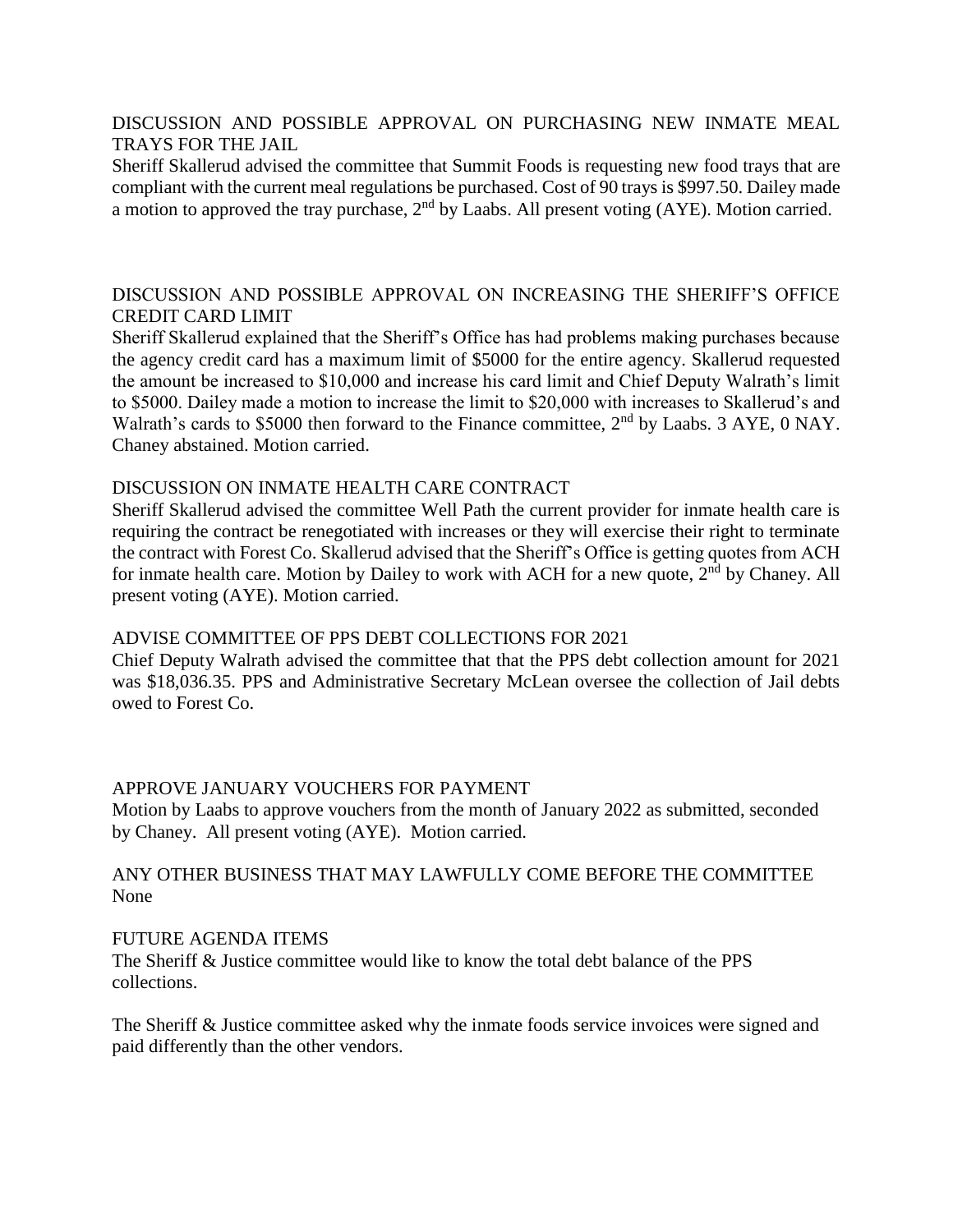DISCUSSION AND POSSIBLE APPROVAL ON PURCHASING NEW INMATE MEAL TRAYS FOR THE JAIL

Sheriff Skallerud advised the committee that Summit Foods is requesting new food trays that are compliant with the current meal regulations be purchased. Cost of 90 trays is $997.50. Dailey made a motion to approved the tray purchase, 2nd by Laabs. All present voting (AYE). Motion carried.

DISCUSSION AND POSSIBLE APPROVAL ON INCREASING THE SHERIFF'S OFFICE CREDIT CARD LIMIT

Sheriff Skallerud explained that the Sheriff's Office has had problems making purchases because the agency credit card has a maximum limit of $5000 for the entire agency. Skallerud requested the amount be increased to $10,000 and increase his card limit and Chief Deputy Walrath's limit to $5000. Dailey made a motion to increase the limit to $20,000 with increases to Skallerud's and Walrath's cards to $5000 then forward to the Finance committee, 2nd by Laabs. 3 AYE, 0 NAY. Chaney abstained. Motion carried.

DISCUSSION ON INMATE HEALTH CARE CONTRACT

Sheriff Skallerud advised the committee Well Path the current provider for inmate health care is requiring the contract be renegotiated with increases or they will exercise their right to terminate the contract with Forest Co. Skallerud advised that the Sheriff's Office is getting quotes from ACH for inmate health care. Motion by Dailey to work with ACH for a new quote, 2nd by Chaney. All present voting (AYE). Motion carried.

ADVISE COMMITTEE OF PPS DEBT COLLECTIONS FOR 2021

Chief Deputy Walrath advised the committee that that the PPS debt collection amount for 2021 was $18,036.35. PPS and Administrative Secretary McLean oversee the collection of Jail debts owed to Forest Co.

APPROVE JANUARY VOUCHERS FOR PAYMENT

Motion by Laabs to approve vouchers from the month of January 2022 as submitted, seconded by Chaney. All present voting (AYE). Motion carried.

ANY OTHER BUSINESS THAT MAY LAWFULLY COME BEFORE THE COMMITTEE

None

FUTURE AGENDA ITEMS

The Sheriff & Justice committee would like to know the total debt balance of the PPS collections.

The Sheriff & Justice committee asked why the inmate foods service invoices were signed and paid differently than the other vendors.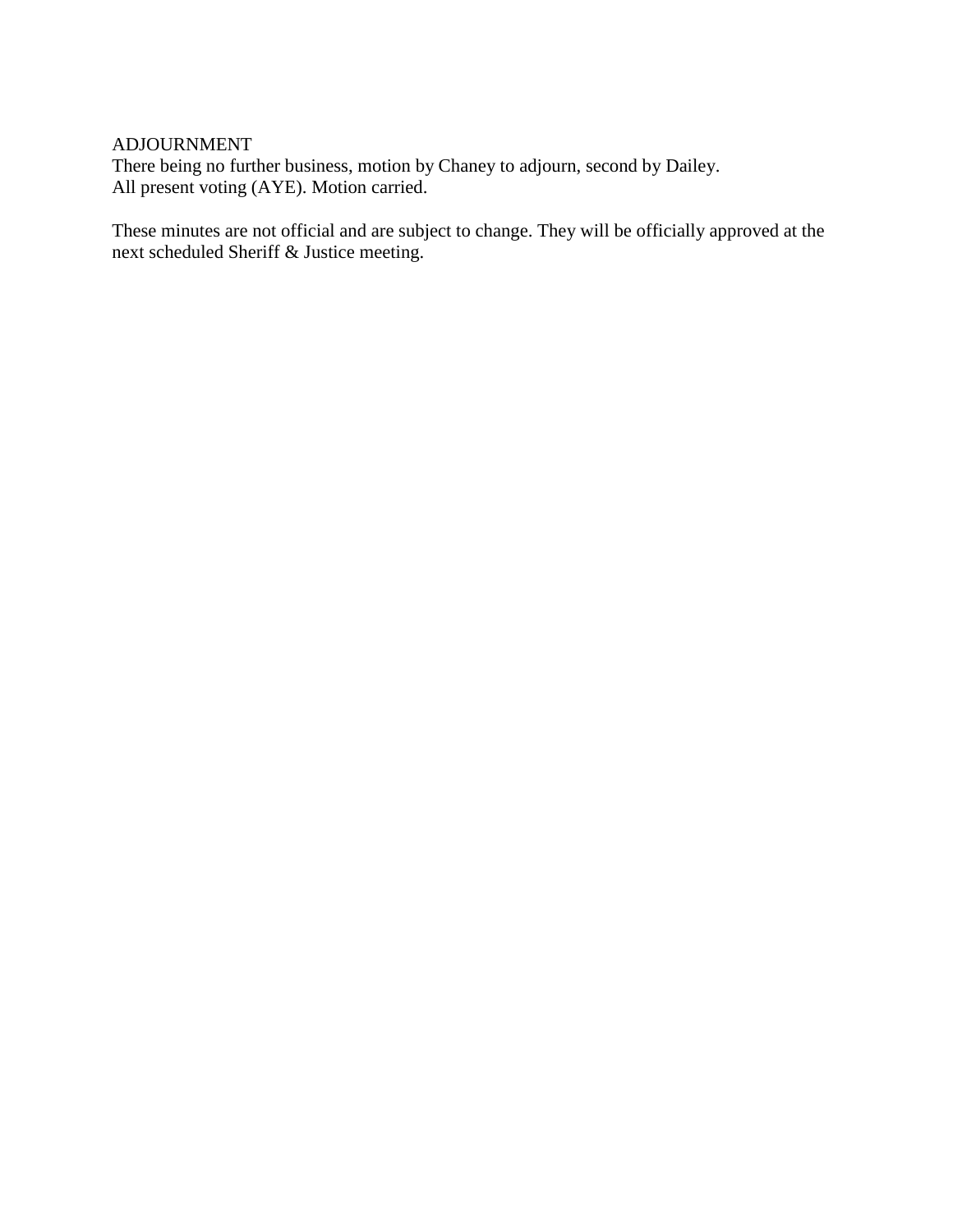ADJOURNMENT
There being no further business, motion by Chaney to adjourn, second by Dailey.
All present voting (AYE). Motion carried.

These minutes are not official and are subject to change. They will be officially approved at the next scheduled Sheriff & Justice meeting.